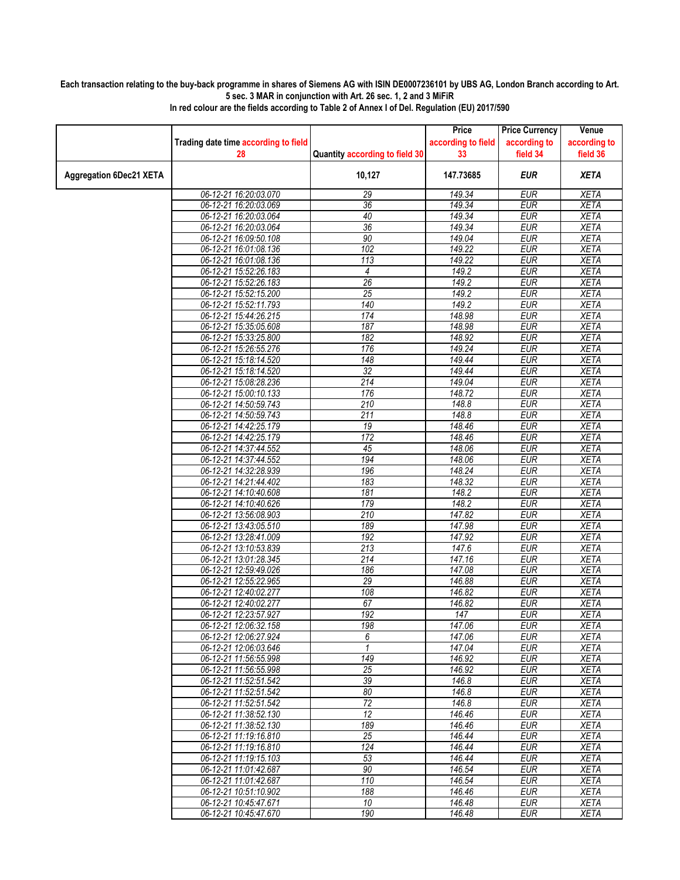**Each transaction relating to the buy-back programme in shares of Siemens AG with ISIN DE0007236101 by UBS AG, London Branch according to Art. 5 sec. 3 MAR in conjunction with Art. 26 sec. 1, 2 and 3 MiFiR**

**In red colour are the fields according to Table 2 of Annex I of Del. Regulation (EU) 2017/590**

| | Trading date time according to field 28 | Quantity according to field 30 | Price according to field 33 | Price Currency according to field 34 | Venue according to field 36 |
|---|---|---|---|---|---|
| **Aggregation 6Dec21 XETA** | | **10,127** | **147.73685** | ***EUR*** | ***XETA*** |
| | 06-12-21 16:20:03.070 | 29 | 149.34 | EUR | XETA |
| | 06-12-21 16:20:03.069 | 36 | 149.34 | EUR | XETA |
| | 06-12-21 16:20:03.064 | 40 | 149.34 | EUR | XETA |
| | 06-12-21 16:20:03.064 | 36 | 149.34 | EUR | XETA |
| | 06-12-21 16:09:50.108 | 90 | 149.04 | EUR | XETA |
| | 06-12-21 16:01:08.136 | 102 | 149.22 | EUR | XETA |
| | 06-12-21 16:01:08.136 | 113 | 149.22 | EUR | XETA |
| | 06-12-21 15:52:26.183 | 4 | 149.2 | EUR | XETA |
| | 06-12-21 15:52:26.183 | 26 | 149.2 | EUR | XETA |
| | 06-12-21 15:52:15.200 | 25 | 149.2 | EUR | XETA |
| | 06-12-21 15:52:11.793 | 140 | 149.2 | EUR | XETA |
| | 06-12-21 15:44:26.215 | 174 | 148.98 | EUR | XETA |
| | 06-12-21 15:35:05.608 | 187 | 148.98 | EUR | XETA |
| | 06-12-21 15:33:25.800 | 182 | 148.92 | EUR | XETA |
| | 06-12-21 15:26:55.276 | 176 | 149.24 | EUR | XETA |
| | 06-12-21 15:18:14.520 | 148 | 149.44 | EUR | XETA |
| | 06-12-21 15:18:14.520 | 32 | 149.44 | EUR | XETA |
| | 06-12-21 15:08:28.236 | 214 | 149.04 | EUR | XETA |
| | 06-12-21 15:00:10.133 | 176 | 148.72 | EUR | XETA |
| | 06-12-21 14:50:59.743 | 210 | 148.8 | EUR | XETA |
| | 06-12-21 14:50:59.743 | 211 | 148.8 | EUR | XETA |
| | 06-12-21 14:42:25.179 | 19 | 148.46 | EUR | XETA |
| | 06-12-21 14:42:25.179 | 172 | 148.46 | EUR | XETA |
| | 06-12-21 14:37:44.552 | 45 | 148.06 | EUR | XETA |
| | 06-12-21 14:37:44.552 | 194 | 148.06 | EUR | XETA |
| | 06-12-21 14:32:28.939 | 196 | 148.24 | EUR | XETA |
| | 06-12-21 14:21:44.402 | 183 | 148.32 | EUR | XETA |
| | 06-12-21 14:10:40.608 | 181 | 148.2 | EUR | XETA |
| | 06-12-21 14:10:40.626 | 179 | 148.2 | EUR | XETA |
| | 06-12-21 13:56:08.903 | 210 | 147.82 | EUR | XETA |
| | 06-12-21 13:43:05.510 | 189 | 147.98 | EUR | XETA |
| | 06-12-21 13:28:41.009 | 192 | 147.92 | EUR | XETA |
| | 06-12-21 13:10:53.839 | 213 | 147.6 | EUR | XETA |
| | 06-12-21 13:01:28.345 | 214 | 147.16 | EUR | XETA |
| | 06-12-21 12:59:49.026 | 186 | 147.08 | EUR | XETA |
| | 06-12-21 12:55:22.965 | 29 | 146.88 | EUR | XETA |
| | 06-12-21 12:40:02.277 | 108 | 146.82 | EUR | XETA |
| | 06-12-21 12:40:02.277 | 67 | 146.82 | EUR | XETA |
| | 06-12-21 12:23:57.927 | 192 | 147 | EUR | XETA |
| | 06-12-21 12:06:32.158 | 198 | 147.06 | EUR | XETA |
| | 06-12-21 12:06:27.924 | 6 | 147.06 | EUR | XETA |
| | 06-12-21 12:06:03.646 | 1 | 147.04 | EUR | XETA |
| | 06-12-21 11:56:55.998 | 149 | 146.92 | EUR | XETA |
| | 06-12-21 11:56:55.998 | 25 | 146.92 | EUR | XETA |
| | 06-12-21 11:52:51.542 | 39 | 146.8 | EUR | XETA |
| | 06-12-21 11:52:51.542 | 80 | 146.8 | EUR | XETA |
| | 06-12-21 11:52:51.542 | 72 | 146.8 | EUR | XETA |
| | 06-12-21 11:38:52.130 | 12 | 146.46 | EUR | XETA |
| | 06-12-21 11:38:52.130 | 189 | 146.46 | EUR | XETA |
| | 06-12-21 11:19:16.810 | 25 | 146.44 | EUR | XETA |
| | 06-12-21 11:19:16.810 | 124 | 146.44 | EUR | XETA |
| | 06-12-21 11:19:15.103 | 53 | 146.44 | EUR | XETA |
| | 06-12-21 11:01:42.687 | 90 | 146.54 | EUR | XETA |
| | 06-12-21 11:01:42.687 | 110 | 146.54 | EUR | XETA |
| | 06-12-21 10:51:10.902 | 188 | 146.46 | EUR | XETA |
| | 06-12-21 10:45:47.671 | 10 | 146.48 | EUR | XETA |
| | 06-12-21 10:45:47.670 | 190 | 146.48 | EUR | XETA |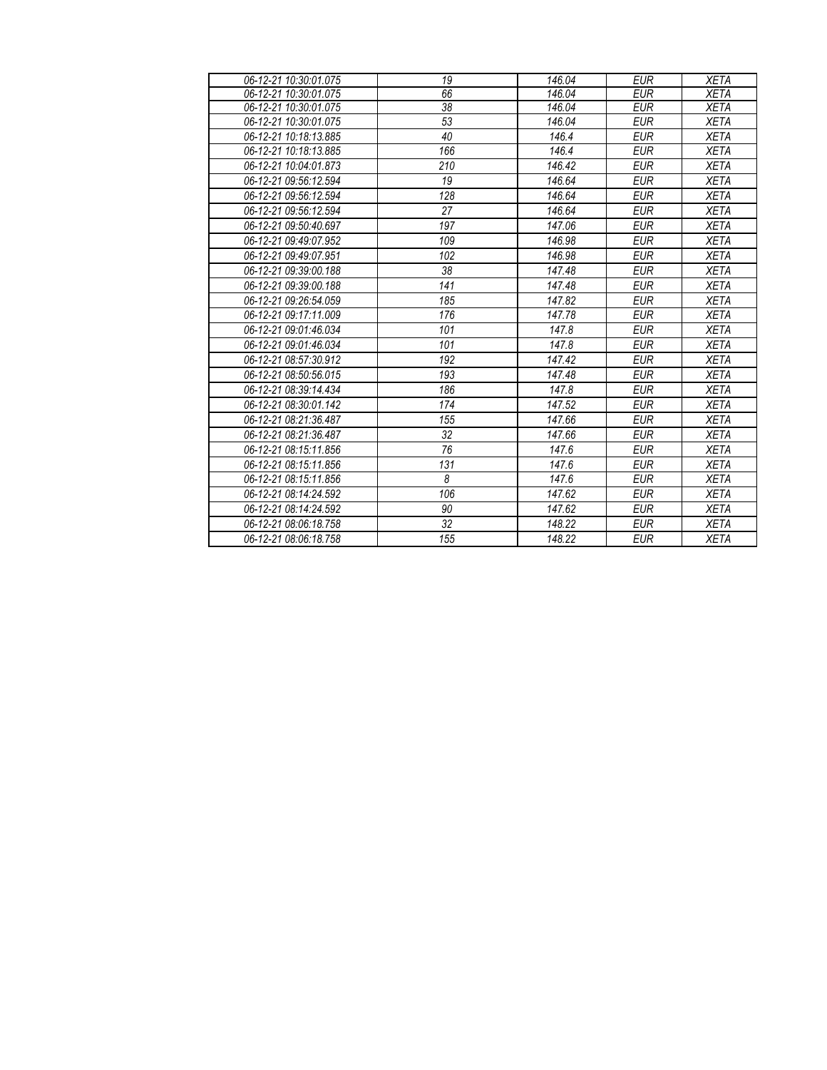| 06-12-21 10:30:01.075 | 19 | 146.04 | EUR | XETA |
|---|---|---|---|---|
| 06-12-21 10:30:01.075 | 66 | 146.04 | EUR | XETA |
| 06-12-21 10:30:01.075 | 38 | 146.04 | EUR | XETA |
| 06-12-21 10:30:01.075 | 53 | 146.04 | EUR | XETA |
| 06-12-21 10:18:13.885 | 40 | 146.4 | EUR | XETA |
| 06-12-21 10:18:13.885 | 166 | 146.4 | EUR | XETA |
| 06-12-21 10:04:01.873 | 210 | 146.42 | EUR | XETA |
| 06-12-21 09:56:12.594 | 19 | 146.64 | EUR | XETA |
| 06-12-21 09:56:12.594 | 128 | 146.64 | EUR | XETA |
| 06-12-21 09:56:12.594 | 27 | 146.64 | EUR | XETA |
| 06-12-21 09:50:40.697 | 197 | 147.06 | EUR | XETA |
| 06-12-21 09:49:07.952 | 109 | 146.98 | EUR | XETA |
| 06-12-21 09:49:07.951 | 102 | 146.98 | EUR | XETA |
| 06-12-21 09:39:00.188 | 38 | 147.48 | EUR | XETA |
| 06-12-21 09:39:00.188 | 141 | 147.48 | EUR | XETA |
| 06-12-21 09:26:54.059 | 185 | 147.82 | EUR | XETA |
| 06-12-21 09:17:11.009 | 176 | 147.78 | EUR | XETA |
| 06-12-21 09:01:46.034 | 101 | 147.8 | EUR | XETA |
| 06-12-21 09:01:46.034 | 101 | 147.8 | EUR | XETA |
| 06-12-21 08:57:30.912 | 192 | 147.42 | EUR | XETA |
| 06-12-21 08:50:56.015 | 193 | 147.48 | EUR | XETA |
| 06-12-21 08:39:14.434 | 186 | 147.8 | EUR | XETA |
| 06-12-21 08:30:01.142 | 174 | 147.52 | EUR | XETA |
| 06-12-21 08:21:36.487 | 155 | 147.66 | EUR | XETA |
| 06-12-21 08:21:36.487 | 32 | 147.66 | EUR | XETA |
| 06-12-21 08:15:11.856 | 76 | 147.6 | EUR | XETA |
| 06-12-21 08:15:11.856 | 131 | 147.6 | EUR | XETA |
| 06-12-21 08:15:11.856 | 8 | 147.6 | EUR | XETA |
| 06-12-21 08:14:24.592 | 106 | 147.62 | EUR | XETA |
| 06-12-21 08:14:24.592 | 90 | 147.62 | EUR | XETA |
| 06-12-21 08:06:18.758 | 32 | 148.22 | EUR | XETA |
| 06-12-21 08:06:18.758 | 155 | 148.22 | EUR | XETA |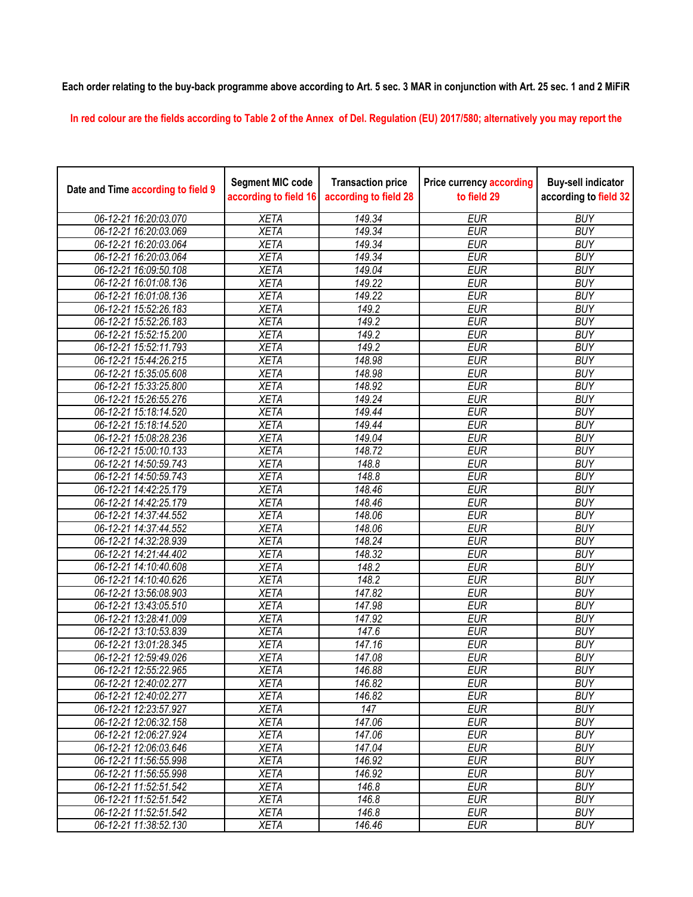**Each order relating to the buy-back programme above according to Art. 5 sec. 3 MAR in conjunction with Art. 25 sec. 1 and 2 MiFiR**

In red colour are the fields according to Table 2 of the Annex of Del. Regulation (EU) 2017/580; alternatively you may report the

| Date and Time according to field 9 | Segment MIC code according to field 16 | Transaction price according to field 28 | Price currency according to field 29 | Buy-sell indicator according to field 32 |
|---|---|---|---|---|
| 06-12-21 16:20:03.070 | XETA | 149.34 | EUR | BUY |
| 06-12-21 16:20:03.069 | XETA | 149.34 | EUR | BUY |
| 06-12-21 16:20:03.064 | XETA | 149.34 | EUR | BUY |
| 06-12-21 16:20:03.064 | XETA | 149.34 | EUR | BUY |
| 06-12-21 16:09:50.108 | XETA | 149.04 | EUR | BUY |
| 06-12-21 16:01:08.136 | XETA | 149.22 | EUR | BUY |
| 06-12-21 16:01:08.136 | XETA | 149.22 | EUR | BUY |
| 06-12-21 15:52:26.183 | XETA | 149.2 | EUR | BUY |
| 06-12-21 15:52:26.183 | XETA | 149.2 | EUR | BUY |
| 06-12-21 15:52:15.200 | XETA | 149.2 | EUR | BUY |
| 06-12-21 15:52:11.793 | XETA | 149.2 | EUR | BUY |
| 06-12-21 15:44:26.215 | XETA | 148.98 | EUR | BUY |
| 06-12-21 15:35:05.608 | XETA | 148.98 | EUR | BUY |
| 06-12-21 15:33:25.800 | XETA | 148.92 | EUR | BUY |
| 06-12-21 15:26:55.276 | XETA | 149.24 | EUR | BUY |
| 06-12-21 15:18:14.520 | XETA | 149.44 | EUR | BUY |
| 06-12-21 15:18:14.520 | XETA | 149.44 | EUR | BUY |
| 06-12-21 15:08:28.236 | XETA | 149.04 | EUR | BUY |
| 06-12-21 15:00:10.133 | XETA | 148.72 | EUR | BUY |
| 06-12-21 14:50:59.743 | XETA | 148.8 | EUR | BUY |
| 06-12-21 14:50:59.743 | XETA | 148.8 | EUR | BUY |
| 06-12-21 14:42:25.179 | XETA | 148.46 | EUR | BUY |
| 06-12-21 14:42:25.179 | XETA | 148.46 | EUR | BUY |
| 06-12-21 14:37:44.552 | XETA | 148.06 | EUR | BUY |
| 06-12-21 14:37:44.552 | XETA | 148.06 | EUR | BUY |
| 06-12-21 14:32:28.939 | XETA | 148.24 | EUR | BUY |
| 06-12-21 14:21:44.402 | XETA | 148.32 | EUR | BUY |
| 06-12-21 14:10:40.608 | XETA | 148.2 | EUR | BUY |
| 06-12-21 14:10:40.626 | XETA | 148.2 | EUR | BUY |
| 06-12-21 13:56:08.903 | XETA | 147.82 | EUR | BUY |
| 06-12-21 13:43:05.510 | XETA | 147.98 | EUR | BUY |
| 06-12-21 13:28:41.009 | XETA | 147.92 | EUR | BUY |
| 06-12-21 13:10:53.839 | XETA | 147.6 | EUR | BUY |
| 06-12-21 13:01:28.345 | XETA | 147.16 | EUR | BUY |
| 06-12-21 12:59:49.026 | XETA | 147.08 | EUR | BUY |
| 06-12-21 12:55:22.965 | XETA | 146.88 | EUR | BUY |
| 06-12-21 12:40:02.277 | XETA | 146.82 | EUR | BUY |
| 06-12-21 12:40:02.277 | XETA | 146.82 | EUR | BUY |
| 06-12-21 12:23:57.927 | XETA | 147 | EUR | BUY |
| 06-12-21 12:06:32.158 | XETA | 147.06 | EUR | BUY |
| 06-12-21 12:06:27.924 | XETA | 147.06 | EUR | BUY |
| 06-12-21 12:06:03.646 | XETA | 147.04 | EUR | BUY |
| 06-12-21 11:56:55.998 | XETA | 146.92 | EUR | BUY |
| 06-12-21 11:56:55.998 | XETA | 146.92 | EUR | BUY |
| 06-12-21 11:52:51.542 | XETA | 146.8 | EUR | BUY |
| 06-12-21 11:52:51.542 | XETA | 146.8 | EUR | BUY |
| 06-12-21 11:52:51.542 | XETA | 146.8 | EUR | BUY |
| 06-12-21 11:38:52.130 | XETA | 146.46 | EUR | BUY |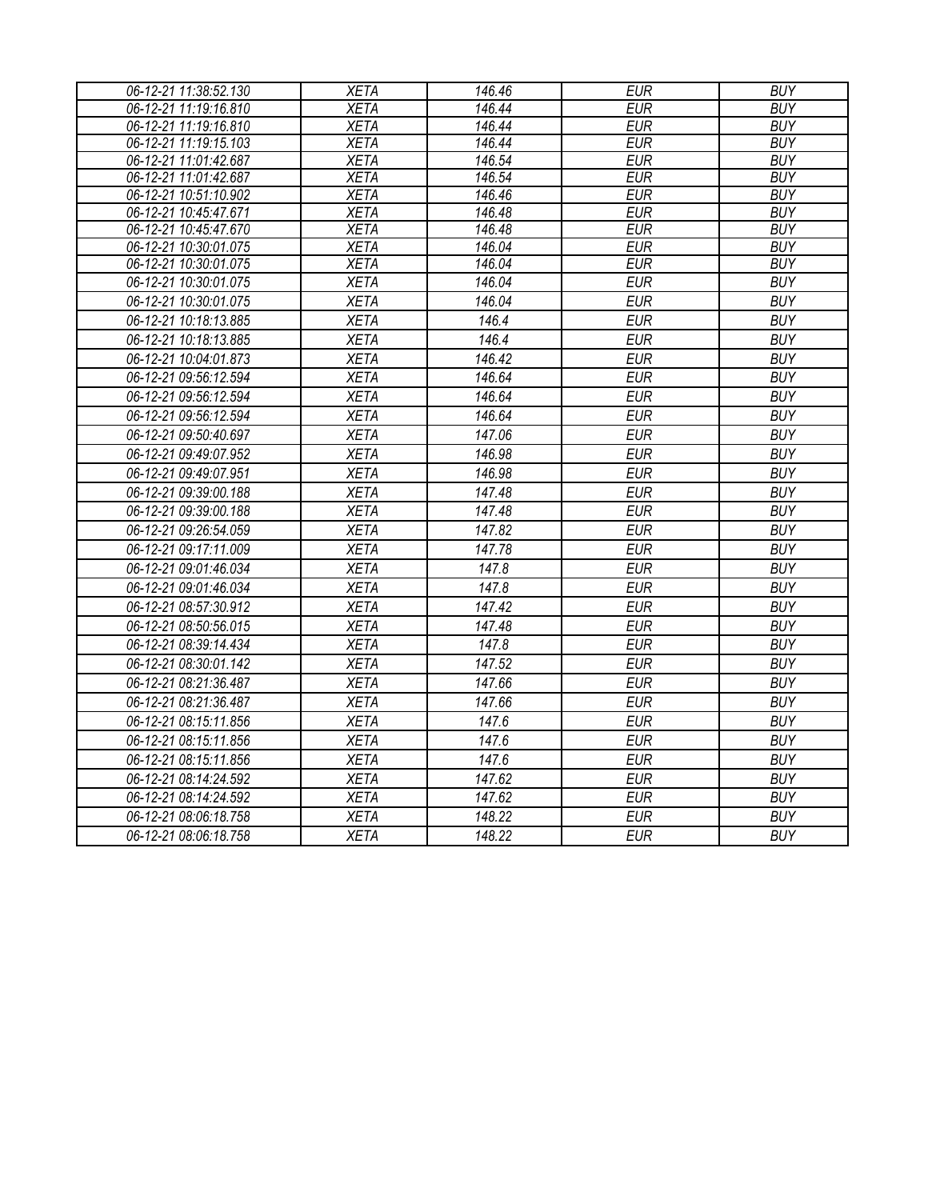| | | | | |
|---|---|---|---|---|
| *06-12-21 11:38:52.130* | *XETA* | *146.46* | *EUR* | *BUY* |
| *06-12-21 11:19:16.810* | *XETA* | *146.44* | *EUR* | *BUY* |
| *06-12-21 11:19:16.810* | *XETA* | *146.44* | *EUR* | *BUY* |
| *06-12-21 11:19:15.103* | *XETA* | *146.44* | *EUR* | *BUY* |
| *06-12-21 11:01:42.687* | *XETA* | *146.54* | *EUR* | *BUY* |
| *06-12-21 11:01:42.687* | *XETA* | *146.54* | *EUR* | *BUY* |
| *06-12-21 10:51:10.902* | *XETA* | *146.46* | *EUR* | *BUY* |
| *06-12-21 10:45:47.671* | *XETA* | *146.48* | *EUR* | *BUY* |
| *06-12-21 10:45:47.670* | *XETA* | *146.48* | *EUR* | *BUY* |
| *06-12-21 10:30:01.075* | *XETA* | *146.04* | *EUR* | *BUY* |
| *06-12-21 10:30:01.075* | *XETA* | *146.04* | *EUR* | *BUY* |
| *06-12-21 10:30:01.075* | *XETA* | *146.04* | *EUR* | *BUY* |
| *06-12-21 10:30:01.075* | *XETA* | *146.04* | *EUR* | *BUY* |
| *06-12-21 10:18:13.885* | *XETA* | *146.4* | *EUR* | *BUY* |
| *06-12-21 10:18:13.885* | *XETA* | *146.4* | *EUR* | *BUY* |
| *06-12-21 10:04:01.873* | *XETA* | *146.42* | *EUR* | *BUY* |
| *06-12-21 09:56:12.594* | *XETA* | *146.64* | *EUR* | *BUY* |
| *06-12-21 09:56:12.594* | *XETA* | *146.64* | *EUR* | *BUY* |
| *06-12-21 09:56:12.594* | *XETA* | *146.64* | *EUR* | *BUY* |
| *06-12-21 09:50:40.697* | *XETA* | *147.06* | *EUR* | *BUY* |
| *06-12-21 09:49:07.952* | *XETA* | *146.98* | *EUR* | *BUY* |
| *06-12-21 09:49:07.951* | *XETA* | *146.98* | *EUR* | *BUY* |
| *06-12-21 09:39:00.188* | *XETA* | *147.48* | *EUR* | *BUY* |
| *06-12-21 09:39:00.188* | *XETA* | *147.48* | *EUR* | *BUY* |
| *06-12-21 09:26:54.059* | *XETA* | *147.82* | *EUR* | *BUY* |
| *06-12-21 09:17:11.009* | *XETA* | *147.78* | *EUR* | *BUY* |
| *06-12-21 09:01:46.034* | *XETA* | *147.8* | *EUR* | *BUY* |
| *06-12-21 09:01:46.034* | *XETA* | *147.8* | *EUR* | *BUY* |
| *06-12-21 08:57:30.912* | *XETA* | *147.42* | *EUR* | *BUY* |
| *06-12-21 08:50:56.015* | *XETA* | *147.48* | *EUR* | *BUY* |
| *06-12-21 08:39:14.434* | *XETA* | *147.8* | *EUR* | *BUY* |
| *06-12-21 08:30:01.142* | *XETA* | *147.52* | *EUR* | *BUY* |
| *06-12-21 08:21:36.487* | *XETA* | *147.66* | *EUR* | *BUY* |
| *06-12-21 08:21:36.487* | *XETA* | *147.66* | *EUR* | *BUY* |
| *06-12-21 08:15:11.856* | *XETA* | *147.6* | *EUR* | *BUY* |
| *06-12-21 08:15:11.856* | *XETA* | *147.6* | *EUR* | *BUY* |
| *06-12-21 08:15:11.856* | *XETA* | *147.6* | *EUR* | *BUY* |
| *06-12-21 08:14:24.592* | *XETA* | *147.62* | *EUR* | *BUY* |
| *06-12-21 08:14:24.592* | *XETA* | *147.62* | *EUR* | *BUY* |
| *06-12-21 08:06:18.758* | *XETA* | *148.22* | *EUR* | *BUY* |
| *06-12-21 08:06:18.758* | *XETA* | *148.22* | *EUR* | *BUY* |